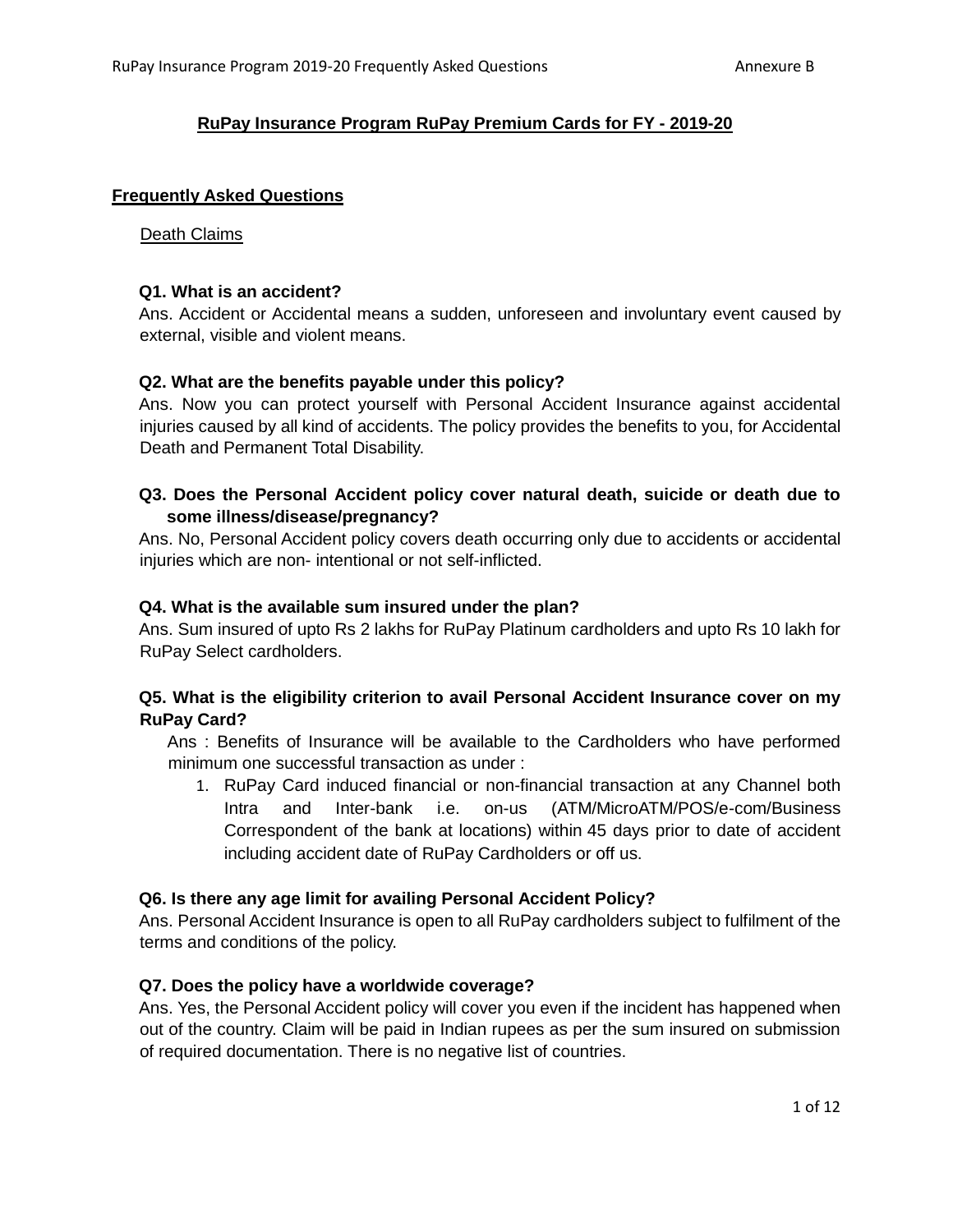# RuPay Insurance Program RuPay Premium Cards for FY - 2019-20

## Frequently Asked Questions

### Death Claims

**Q1. What is an accident?**

Ans. Accident or Accidental means a sudden, unforeseen and involuntary event caused by external, visible and violent means.

**Q2. What are the benefits payable under this policy?**

Ans. Now you can protect yourself with Personal Accident Insurance against accidental injuries caused by all kind of accidents. The policy provides the benefits to you, for Accidental Death and Permanent Total Disability.

**Q3. Does the Personal Accident policy cover natural death, suicide or death due to some illness/disease/pregnancy?**

Ans. No, Personal Accident policy covers death occurring only due to accidents or accidental injuries which are non- intentional or not self-inflicted.

**Q4. What is the available sum insured under the plan?**

Ans. Sum insured of upto Rs 2 lakhs for RuPay Platinum cardholders and upto Rs 10 lakh for RuPay Select cardholders.

**Q5. What is the eligibility criterion to avail Personal Accident Insurance cover on my RuPay Card?**

Ans : Benefits of Insurance will be available to the Cardholders who have performed minimum one successful transaction as under :

1. RuPay Card induced financial or non-financial transaction at any Channel both Intra and Inter-bank i.e. on-us (ATM/MicroATM/POS/e-com/Business Correspondent of the bank at locations) within 45 days prior to date of accident including accident date of RuPay Cardholders or off us.

**Q6. Is there any age limit for availing Personal Accident Policy?**

Ans. Personal Accident Insurance is open to all RuPay cardholders subject to fulfilment of the terms and conditions of the policy.

**Q7. Does the policy have a worldwide coverage?**

Ans. Yes, the Personal Accident policy will cover you even if the incident has happened when out of the country. Claim will be paid in Indian rupees as per the sum insured on submission of required documentation. There is no negative list of countries.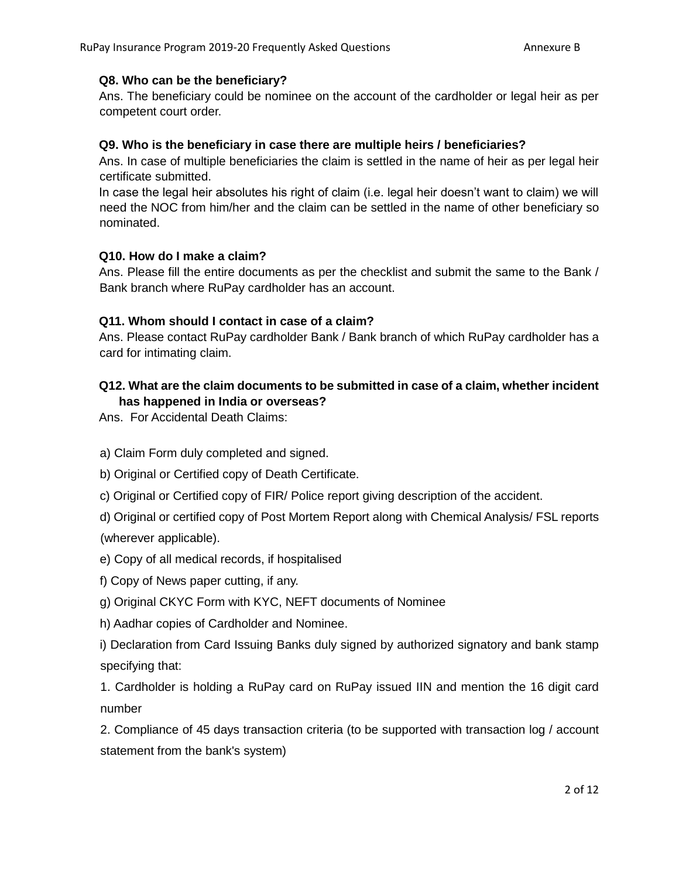**Q8. Who can be the beneficiary?**

Ans. The beneficiary could be nominee on the account of the cardholder or legal heir as per competent court order.

**Q9. Who is the beneficiary in case there are multiple heirs / beneficiaries?**

Ans. In case of multiple beneficiaries the claim is settled in the name of heir as per legal heir certificate submitted.

In case the legal heir absolutes his right of claim (i.e. legal heir doesn't want to claim) we will need the NOC from him/her and the claim can be settled in the name of other beneficiary so nominated.

**Q10. How do I make a claim?**

Ans. Please fill the entire documents as per the checklist and submit the same to the Bank / Bank branch where RuPay cardholder has an account.

**Q11. Whom should I contact in case of a claim?**

Ans. Please contact RuPay cardholder Bank / Bank branch of which RuPay cardholder has a card for intimating claim.

**Q12. What are the claim documents to be submitted in case of a claim, whether incident has happened in India or overseas?**

Ans. For Accidental Death Claims:

a) Claim Form duly completed and signed.

b) Original or Certified copy of Death Certificate.

c) Original or Certified copy of FIR/ Police report giving description of the accident.

d) Original or certified copy of Post Mortem Report along with Chemical Analysis/ FSL reports (wherever applicable).

e) Copy of all medical records, if hospitalised

f) Copy of News paper cutting, if any.

g) Original CKYC Form with KYC, NEFT documents of Nominee

h) Aadhar copies of Cardholder and Nominee.

i) Declaration from Card Issuing Banks duly signed by authorized signatory and bank stamp specifying that:

1. Cardholder is holding a RuPay card on RuPay issued IIN and mention the 16 digit card number

2. Compliance of 45 days transaction criteria (to be supported with transaction log / account statement from the bank's system)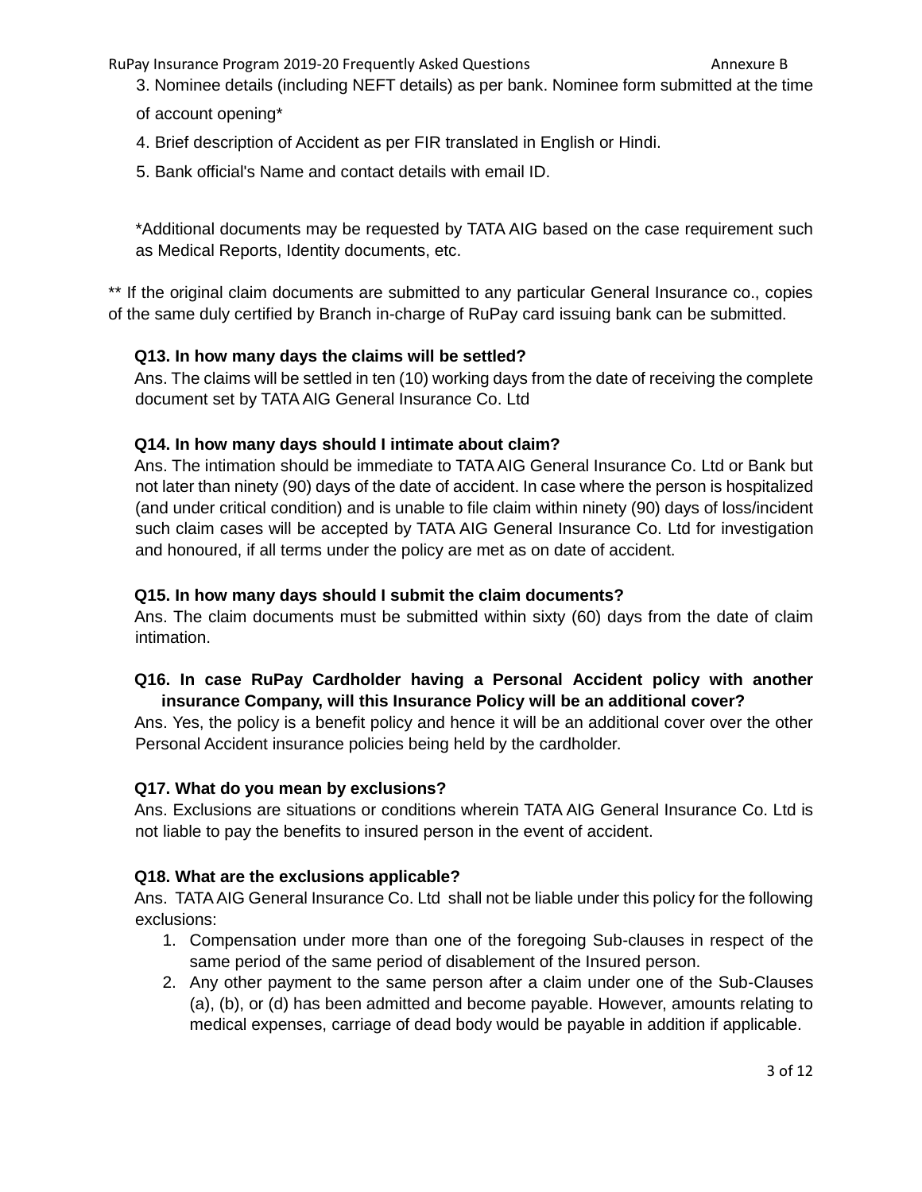3. Nominee details (including NEFT details) as per bank. Nominee form submitted at the time of account opening*
4. Brief description of Accident as per FIR translated in English or Hindi.
5. Bank official's Name and contact details with email ID.

*Additional documents may be requested by TATA AIG based on the case requirement such as Medical Reports, Identity documents, etc.

** If the original claim documents are submitted to any particular General Insurance co., copies of the same duly certified by Branch in-charge of RuPay card issuing bank can be submitted.

**Q13. In how many days the claims will be settled?**

Ans. The claims will be settled in ten (10) working days from the date of receiving the complete document set by TATA AIG General Insurance Co. Ltd

**Q14. In how many days should I intimate about claim?**

Ans. The intimation should be immediate to TATA AIG General Insurance Co. Ltd or Bank but not later than ninety (90) days of the date of accident. In case where the person is hospitalized (and under critical condition) and is unable to file claim within ninety (90) days of loss/incident such claim cases will be accepted by TATA AIG General Insurance Co. Ltd for investigation and honoured, if all terms under the policy are met as on date of accident.

**Q15. In how many days should I submit the claim documents?**

Ans. The claim documents must be submitted within sixty (60) days from the date of claim intimation.

**Q16. In case RuPay Cardholder having a Personal Accident policy with another insurance Company, will this Insurance Policy will be an additional cover?**

Ans. Yes, the policy is a benefit policy and hence it will be an additional cover over the other Personal Accident insurance policies being held by the cardholder.

**Q17. What do you mean by exclusions?**

Ans. Exclusions are situations or conditions wherein TATA AIG General Insurance Co. Ltd is not liable to pay the benefits to insured person in the event of accident.

**Q18. What are the exclusions applicable?**

Ans. TATA AIG General Insurance Co. Ltd shall not be liable under this policy for the following exclusions:

1. Compensation under more than one of the foregoing Sub-clauses in respect of the same period of the same period of disablement of the Insured person.
2. Any other payment to the same person after a claim under one of the Sub-Clauses (a), (b), or (d) has been admitted and become payable. However, amounts relating to medical expenses, carriage of dead body would be payable in addition if applicable.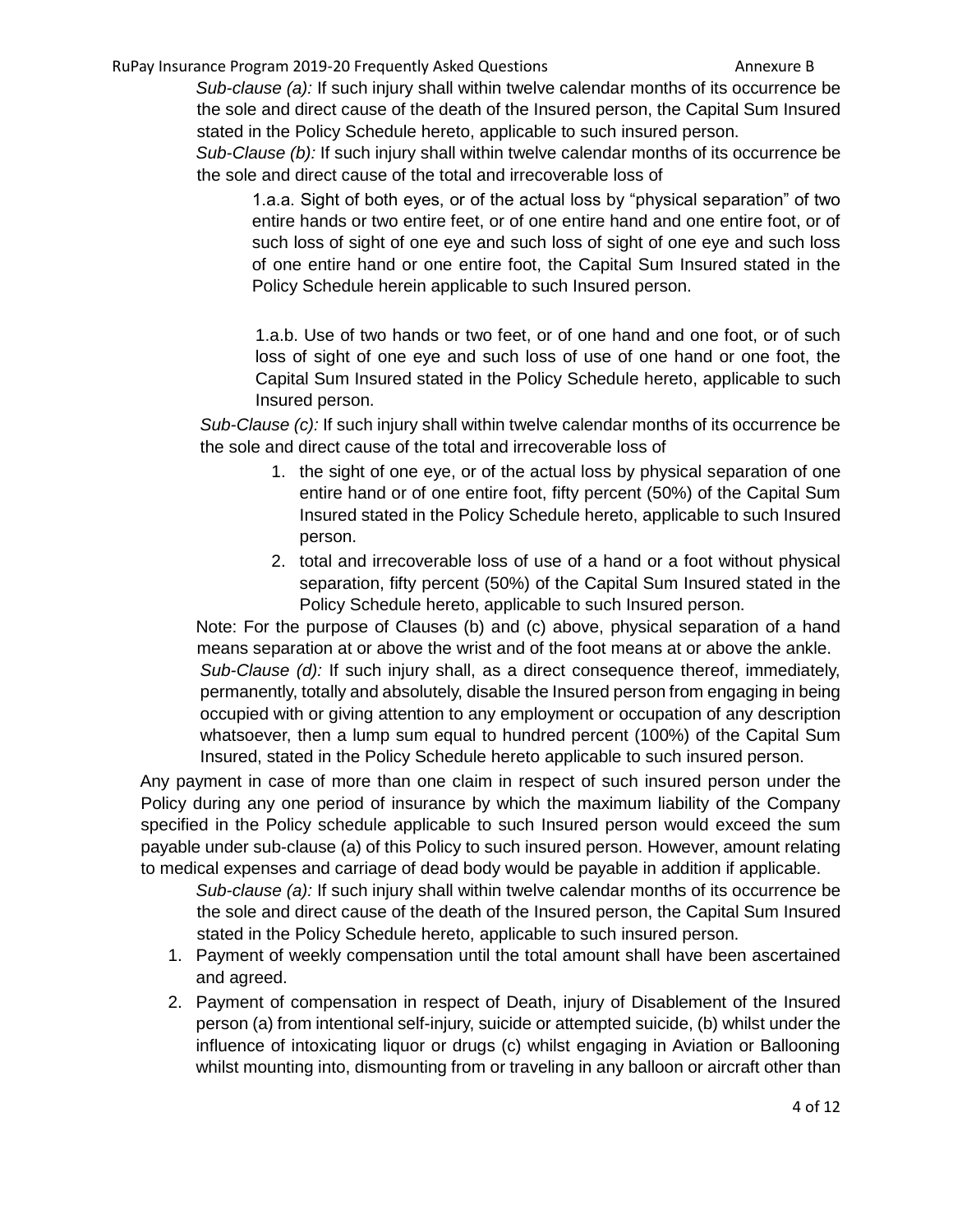*Sub-clause (a):* If such injury shall within twelve calendar months of its occurrence be the sole and direct cause of the death of the Insured person, the Capital Sum Insured stated in the Policy Schedule hereto, applicable to such insured person.

*Sub-Clause (b):* If such injury shall within twelve calendar months of its occurrence be the sole and direct cause of the total and irrecoverable loss of

1.a.a. Sight of both eyes, or of the actual loss by "physical separation" of two entire hands or two entire feet, or of one entire hand and one entire foot, or of such loss of sight of one eye and such loss of sight of one eye and such loss of one entire hand or one entire foot, the Capital Sum Insured stated in the Policy Schedule herein applicable to such Insured person.

1.a.b. Use of two hands or two feet, or of one hand and one foot, or of such loss of sight of one eye and such loss of use of one hand or one foot, the Capital Sum Insured stated in the Policy Schedule hereto, applicable to such Insured person.

*Sub-Clause (c):* If such injury shall within twelve calendar months of its occurrence be the sole and direct cause of the total and irrecoverable loss of

1. the sight of one eye, or of the actual loss by physical separation of one entire hand or of one entire foot, fifty percent (50%) of the Capital Sum Insured stated in the Policy Schedule hereto, applicable to such Insured person.
2. total and irrecoverable loss of use of a hand or a foot without physical separation, fifty percent (50%) of the Capital Sum Insured stated in the Policy Schedule hereto, applicable to such Insured person.

Note: For the purpose of Clauses (b) and (c) above, physical separation of a hand means separation at or above the wrist and of the foot means at or above the ankle.

*Sub-Clause (d):* If such injury shall, as a direct consequence thereof, immediately, permanently, totally and absolutely, disable the Insured person from engaging in being occupied with or giving attention to any employment or occupation of any description whatsoever, then a lump sum equal to hundred percent (100%) of the Capital Sum Insured, stated in the Policy Schedule hereto applicable to such insured person.

Any payment in case of more than one claim in respect of such insured person under the Policy during any one period of insurance by which the maximum liability of the Company specified in the Policy schedule applicable to such Insured person would exceed the sum payable under sub-clause (a) of this Policy to such insured person. However, amount relating to medical expenses and carriage of dead body would be payable in addition if applicable.

*Sub-clause (a):* If such injury shall within twelve calendar months of its occurrence be the sole and direct cause of the death of the Insured person, the Capital Sum Insured stated in the Policy Schedule hereto, applicable to such insured person.

1. Payment of weekly compensation until the total amount shall have been ascertained and agreed.
2. Payment of compensation in respect of Death, injury of Disablement of the Insured person (a) from intentional self-injury, suicide or attempted suicide, (b) whilst under the influence of intoxicating liquor or drugs (c) whilst engaging in Aviation or Ballooning whilst mounting into, dismounting from or traveling in any balloon or aircraft other than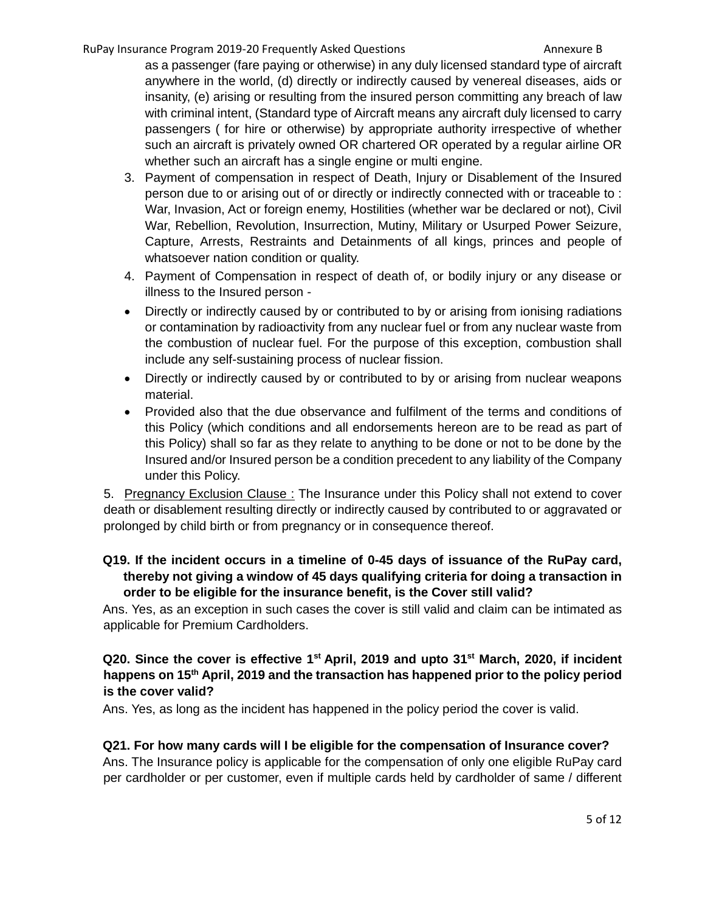as a passenger (fare paying or otherwise) in any duly licensed standard type of aircraft anywhere in the world, (d) directly or indirectly caused by venereal diseases, aids or insanity, (e) arising or resulting from the insured person committing any breach of law with criminal intent, (Standard type of Aircraft means any aircraft duly licensed to carry passengers ( for hire or otherwise) by appropriate authority irrespective of whether such an aircraft is privately owned OR chartered OR operated by a regular airline OR whether such an aircraft has a single engine or multi engine.

3. Payment of compensation in respect of Death, Injury or Disablement of the Insured person due to or arising out of or directly or indirectly connected with or traceable to : War, Invasion, Act or foreign enemy, Hostilities (whether war be declared or not), Civil War, Rebellion, Revolution, Insurrection, Mutiny, Military or Usurped Power Seizure, Capture, Arrests, Restraints and Detainments of all kings, princes and people of whatsoever nation condition or quality.
4. Payment of Compensation in respect of death of, or bodily injury or any disease or illness to the Insured person -

- Directly or indirectly caused by or contributed to by or arising from ionising radiations or contamination by radioactivity from any nuclear fuel or from any nuclear waste from the combustion of nuclear fuel. For the purpose of this exception, combustion shall include any self-sustaining process of nuclear fission.
- Directly or indirectly caused by or contributed to by or arising from nuclear weapons material.
- Provided also that the due observance and fulfilment of the terms and conditions of this Policy (which conditions and all endorsements hereon are to be read as part of this Policy) shall so far as they relate to anything to be done or not to be done by the Insured and/or Insured person be a condition precedent to any liability of the Company under this Policy.

5. Pregnancy Exclusion Clause : The Insurance under this Policy shall not extend to cover death or disablement resulting directly or indirectly caused by contributed to or aggravated or prolonged by child birth or from pregnancy or in consequence thereof.

**Q19. If the incident occurs in a timeline of 0-45 days of issuance of the RuPay card, thereby not giving a window of 45 days qualifying criteria for doing a transaction in order to be eligible for the insurance benefit, is the Cover still valid?**

Ans. Yes, as an exception in such cases the cover is still valid and claim can be intimated as applicable for Premium Cardholders.

**Q20. Since the cover is effective 1st April, 2019 and upto 31st March, 2020, if incident happens on 15th April, 2019 and the transaction has happened prior to the policy period is the cover valid?**

Ans. Yes, as long as the incident has happened in the policy period the cover is valid.

**Q21. For how many cards will I be eligible for the compensation of Insurance cover?**

Ans. The Insurance policy is applicable for the compensation of only one eligible RuPay card per cardholder or per customer, even if multiple cards held by cardholder of same / different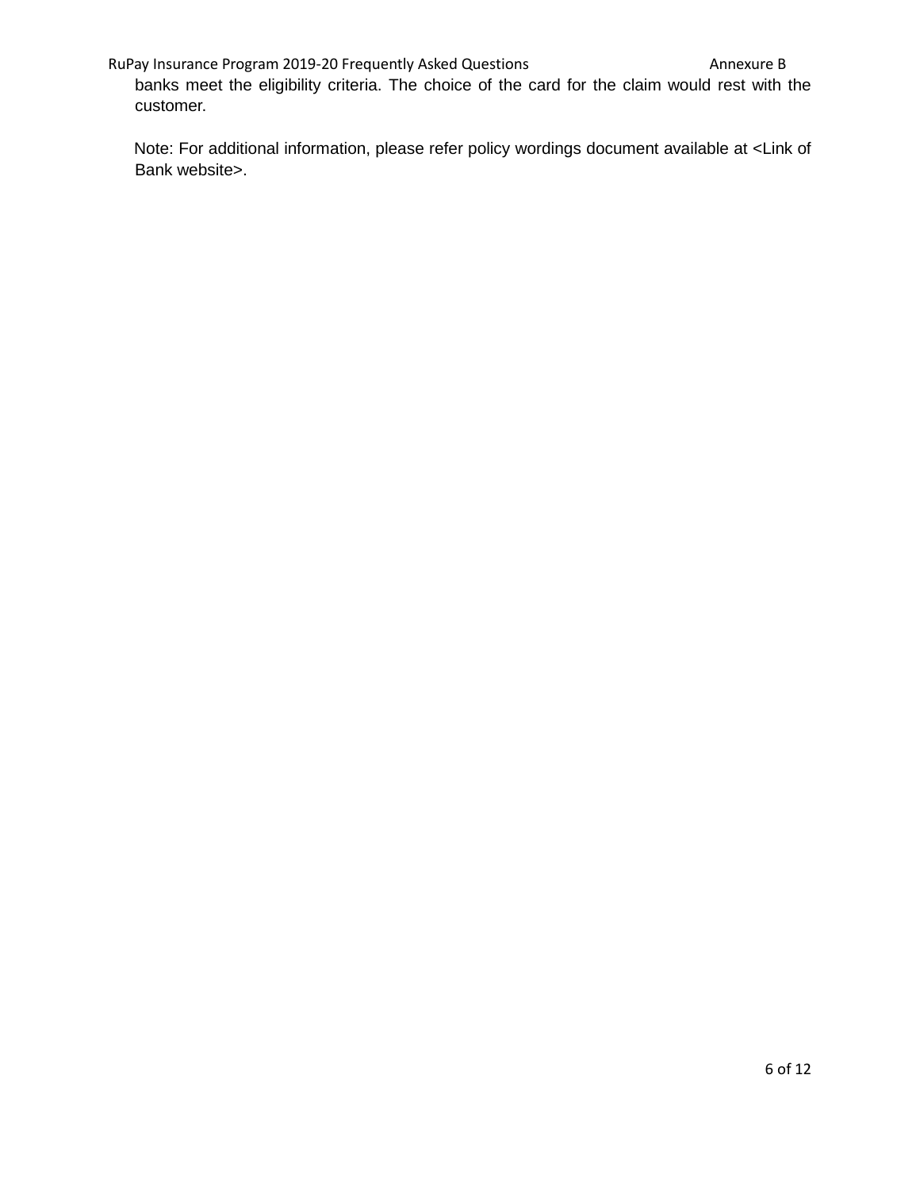banks meet the eligibility criteria. The choice of the card for the claim would rest with the customer.

Note: For additional information, please refer policy wordings document available at <Link of Bank website>.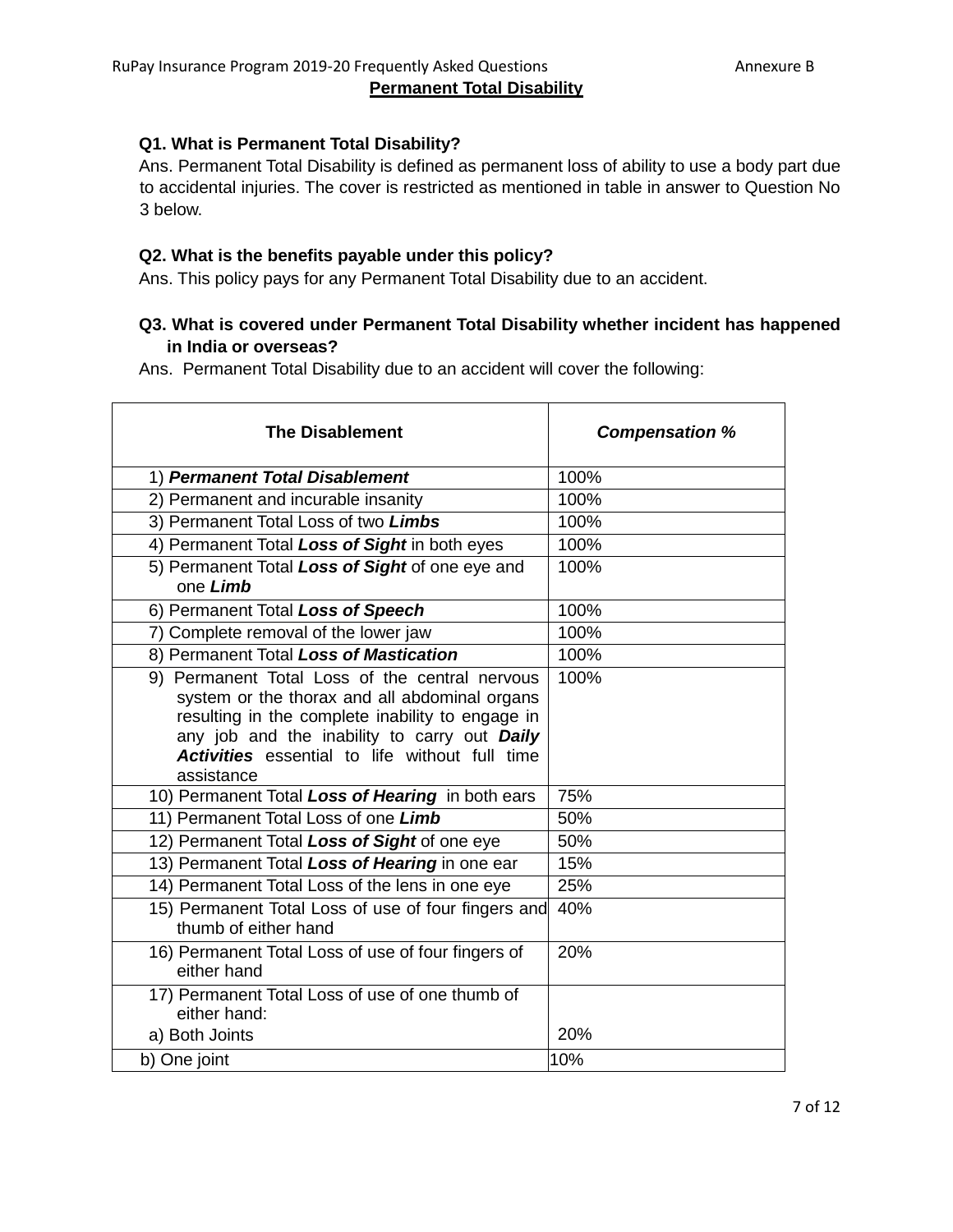## Permanent Total Disability

**Q1. What is Permanent Total Disability?**

Ans. Permanent Total Disability is defined as permanent loss of ability to use a body part due to accidental injuries. The cover is restricted as mentioned in table in answer to Question No 3 below.

**Q2. What is the benefits payable under this policy?**

Ans. This policy pays for any Permanent Total Disability due to an accident.

**Q3. What is covered under Permanent Total Disability whether incident has happened in India or overseas?**

Ans. Permanent Total Disability due to an accident will cover the following:

| The Disablement | ***Compensation %*** |
|---|---|
| 1) ***Permanent Total Disablement*** | 100% |
| 2) Permanent and incurable insanity | 100% |
| 3) Permanent Total Loss of two ***Limbs*** | 100% |
| 4) Permanent Total ***Loss of Sight*** in both eyes | 100% |
| 5) Permanent Total ***Loss of Sight*** of one eye and one ***Limb*** | 100% |
| 6) Permanent Total ***Loss of Speech*** | 100% |
| 7) Complete removal of the lower jaw | 100% |
| 8) Permanent Total ***Loss of Mastication*** | 100% |
| 9) Permanent Total Loss of the central nervous system or the thorax and all abdominal organs resulting in the complete inability to engage in any job and the inability to carry out ***Daily Activities*** essential to life without full time assistance | 100% |
| 10) Permanent Total ***Loss of Hearing*** in both ears | 75% |
| 11) Permanent Total Loss of one ***Limb*** | 50% |
| 12) Permanent Total ***Loss of Sight*** of one eye | 50% |
| 13) Permanent Total ***Loss of Hearing*** in one ear | 15% |
| 14) Permanent Total Loss of the lens in one eye | 25% |
| 15) Permanent Total Loss of use of four fingers and thumb of either hand | 40% |
| 16) Permanent Total Loss of use of four fingers of either hand | 20% |
| 17) Permanent Total Loss of use of one thumb of either hand:<br>a) Both Joints | <br>20% |
| b) One joint | 10% |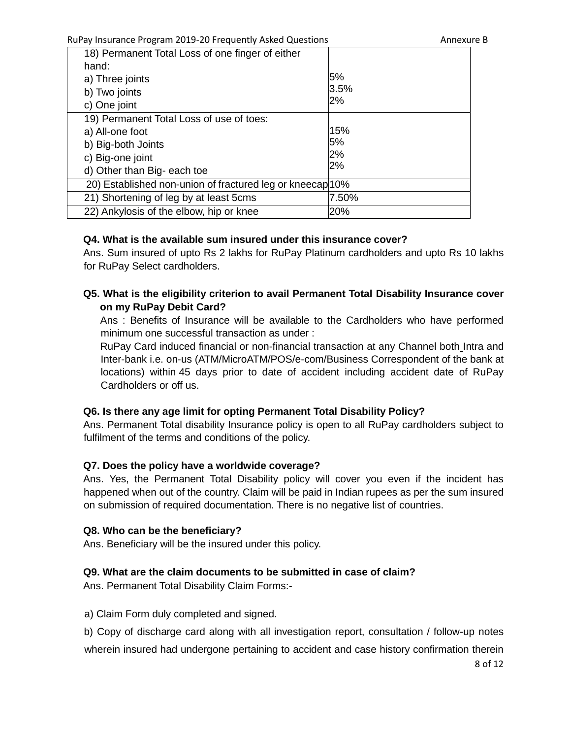| | |
|---|---|
| 18) Permanent Total Loss of one finger of either hand:<br>a) Three joints<br>b) Two joints<br>c) One joint | <br>5%<br>3.5%<br>2% |
| 19) Permanent Total Loss of use of toes:<br>a) All-one foot<br>b) Big-both Joints<br>c) Big-one joint<br>d) Other than Big- each toe | <br>15%<br>5%<br>2%<br>2% |
| 20) Established non-union of fractured leg or kneecap | 10% |
| 21) Shortening of leg by at least 5cms | 7.50% |
| 22) Ankylosis of the elbow, hip or knee | 20% |

**Q4. What is the available sum insured under this insurance cover?**

Ans. Sum insured of upto Rs 2 lakhs for RuPay Platinum cardholders and upto Rs 10 lakhs for RuPay Select cardholders.

**Q5. What is the eligibility criterion to avail Permanent Total Disability Insurance cover on my RuPay Debit Card?**

Ans : Benefits of Insurance will be available to the Cardholders who have performed minimum one successful transaction as under :

RuPay Card induced financial or non-financial transaction at any Channel both Intra and Inter-bank i.e. on-us (ATM/MicroATM/POS/e-com/Business Correspondent of the bank at locations) within 45 days prior to date of accident including accident date of RuPay Cardholders or off us.

**Q6. Is there any age limit for opting Permanent Total Disability Policy?**

Ans. Permanent Total disability Insurance policy is open to all RuPay cardholders subject to fulfilment of the terms and conditions of the policy.

**Q7. Does the policy have a worldwide coverage?**

Ans. Yes, the Permanent Total Disability policy will cover you even if the incident has happened when out of the country. Claim will be paid in Indian rupees as per the sum insured on submission of required documentation. There is no negative list of countries.

**Q8. Who can be the beneficiary?**

Ans. Beneficiary will be the insured under this policy.

**Q9. What are the claim documents to be submitted in case of claim?**

Ans. Permanent Total Disability Claim Forms:-

a) Claim Form duly completed and signed.

b) Copy of discharge card along with all investigation report, consultation / follow-up notes wherein insured had undergone pertaining to accident and case history confirmation therein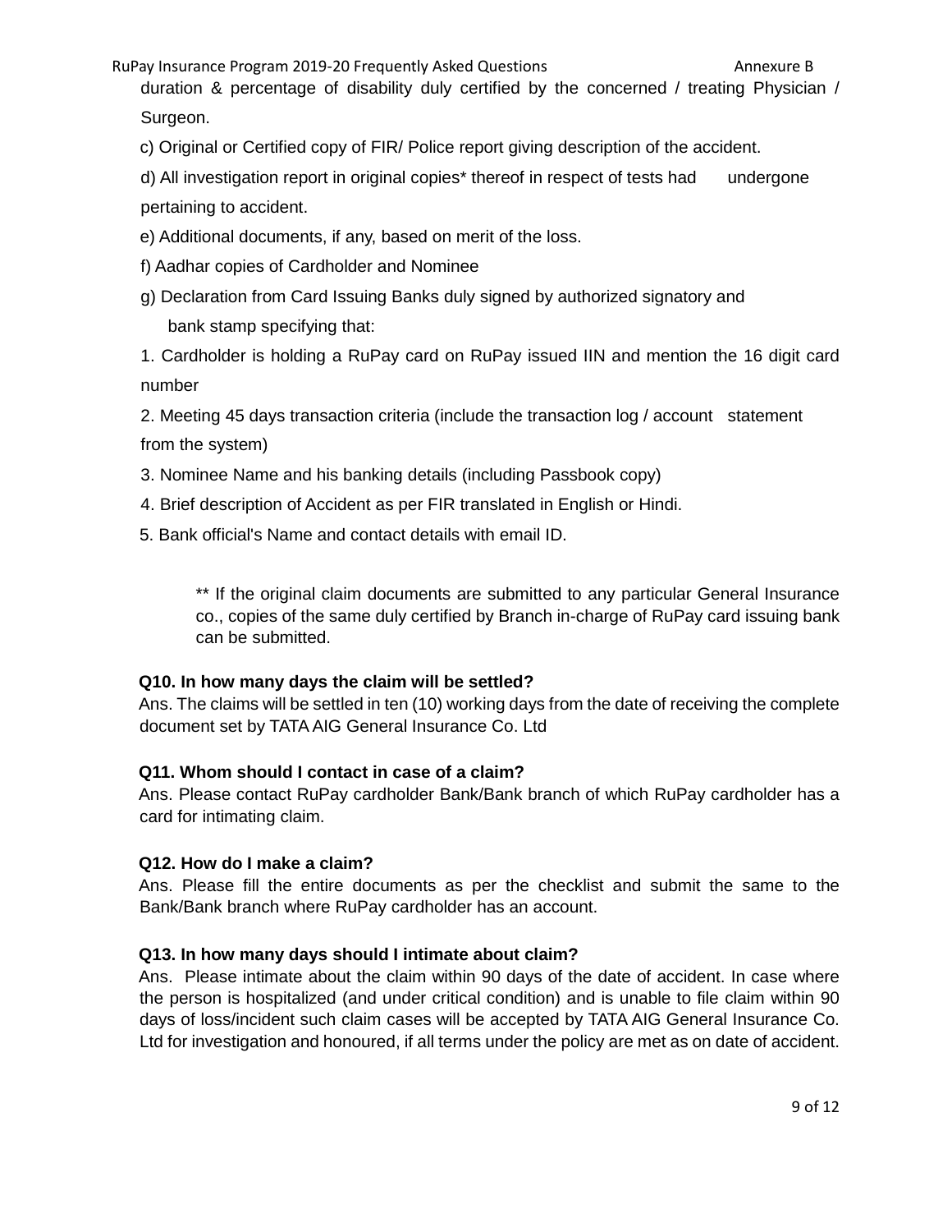duration & percentage of disability duly certified by the concerned / treating Physician / Surgeon.

c) Original or Certified copy of FIR/ Police report giving description of the accident.

d) All investigation report in original copies* thereof in respect of tests had undergone pertaining to accident.

e) Additional documents, if any, based on merit of the loss.

f) Aadhar copies of Cardholder and Nominee

g) Declaration from Card Issuing Banks duly signed by authorized signatory and bank stamp specifying that:

1. Cardholder is holding a RuPay card on RuPay issued IIN and mention the 16 digit card number
2. Meeting 45 days transaction criteria (include the transaction log / account statement from the system)
3. Nominee Name and his banking details (including Passbook copy)
4. Brief description of Accident as per FIR translated in English or Hindi.
5. Bank official's Name and contact details with email ID.

> ** If the original claim documents are submitted to any particular General Insurance co., copies of the same duly certified by Branch in-charge of RuPay card issuing bank can be submitted.

**Q10. In how many days the claim will be settled?**

Ans. The claims will be settled in ten (10) working days from the date of receiving the complete document set by TATA AIG General Insurance Co. Ltd

**Q11. Whom should I contact in case of a claim?**

Ans. Please contact RuPay cardholder Bank/Bank branch of which RuPay cardholder has a card for intimating claim.

**Q12. How do I make a claim?**

Ans. Please fill the entire documents as per the checklist and submit the same to the Bank/Bank branch where RuPay cardholder has an account.

**Q13. In how many days should I intimate about claim?**

Ans. Please intimate about the claim within 90 days of the date of accident. In case where the person is hospitalized (and under critical condition) and is unable to file claim within 90 days of loss/incident such claim cases will be accepted by TATA AIG General Insurance Co. Ltd for investigation and honoured, if all terms under the policy are met as on date of accident.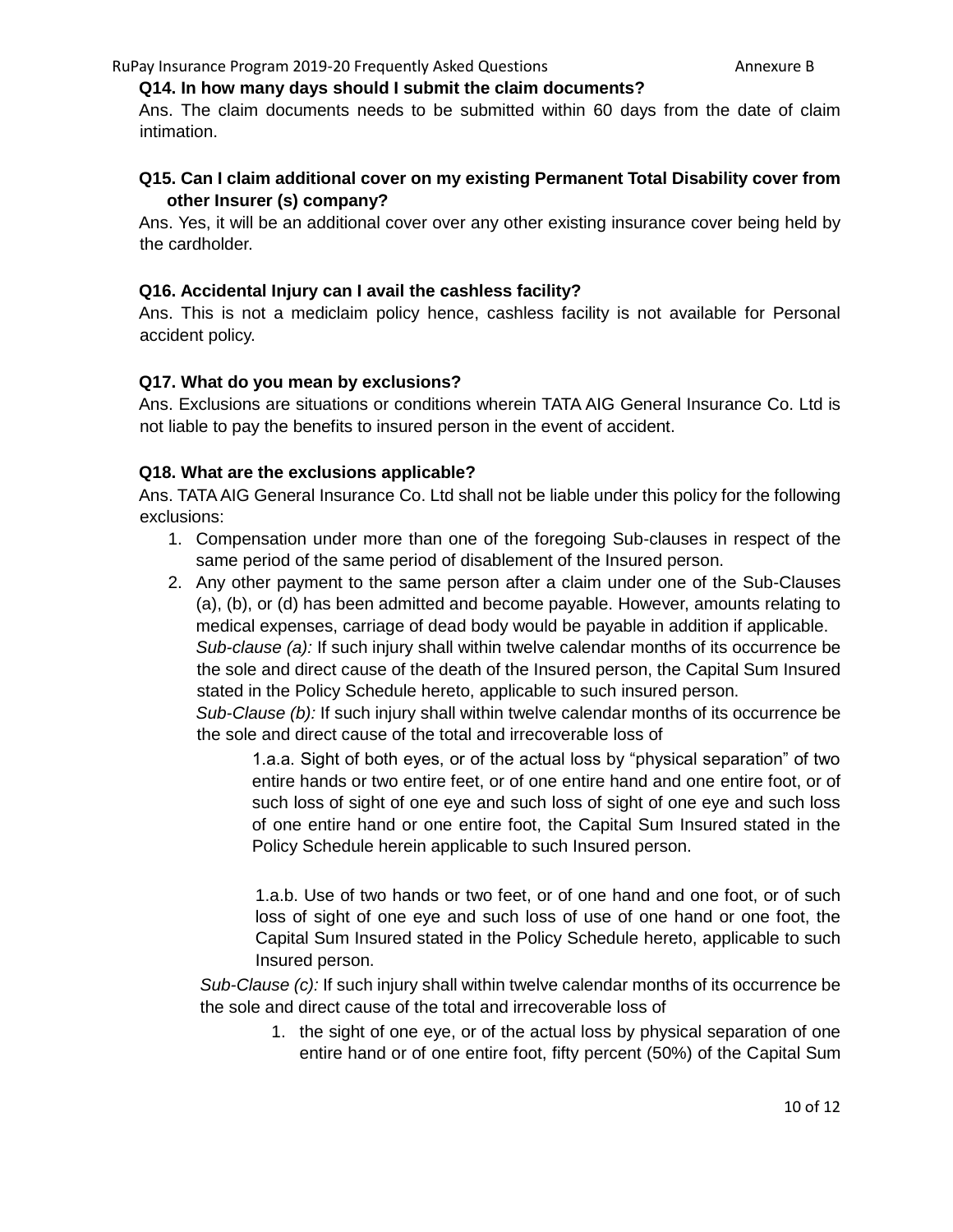**Q14. In how many days should I submit the claim documents?**

Ans. The claim documents needs to be submitted within 60 days from the date of claim intimation.

**Q15. Can I claim additional cover on my existing Permanent Total Disability cover from other Insurer (s) company?**

Ans. Yes, it will be an additional cover over any other existing insurance cover being held by the cardholder.

**Q16. Accidental Injury can I avail the cashless facility?**

Ans. This is not a mediclaim policy hence, cashless facility is not available for Personal accident policy.

**Q17. What do you mean by exclusions?**

Ans. Exclusions are situations or conditions wherein TATA AIG General Insurance Co. Ltd is not liable to pay the benefits to insured person in the event of accident.

**Q18. What are the exclusions applicable?**

Ans. TATA AIG General Insurance Co. Ltd shall not be liable under this policy for the following exclusions:

1. Compensation under more than one of the foregoing Sub-clauses in respect of the same period of the same period of disablement of the Insured person.
2. Any other payment to the same person after a claim under one of the Sub-Clauses (a), (b), or (d) has been admitted and become payable. However, amounts relating to medical expenses, carriage of dead body would be payable in addition if applicable.

   *Sub-clause (a):* If such injury shall within twelve calendar months of its occurrence be the sole and direct cause of the death of the Insured person, the Capital Sum Insured stated in the Policy Schedule hereto, applicable to such insured person.

   *Sub-Clause (b):* If such injury shall within twelve calendar months of its occurrence be the sole and direct cause of the total and irrecoverable loss of

   1.a.a. Sight of both eyes, or of the actual loss by "physical separation" of two entire hands or two entire feet, or of one entire hand and one entire foot, or of such loss of sight of one eye and such loss of sight of one eye and such loss of one entire hand or one entire foot, the Capital Sum Insured stated in the Policy Schedule herein applicable to such Insured person.

   1.a.b. Use of two hands or two feet, or of one hand and one foot, or of such loss of sight of one eye and such loss of use of one hand or one foot, the Capital Sum Insured stated in the Policy Schedule hereto, applicable to such Insured person.

   *Sub-Clause (c):* If such injury shall within twelve calendar months of its occurrence be the sole and direct cause of the total and irrecoverable loss of

   1. the sight of one eye, or of the actual loss by physical separation of one entire hand or of one entire foot, fifty percent (50%) of the Capital Sum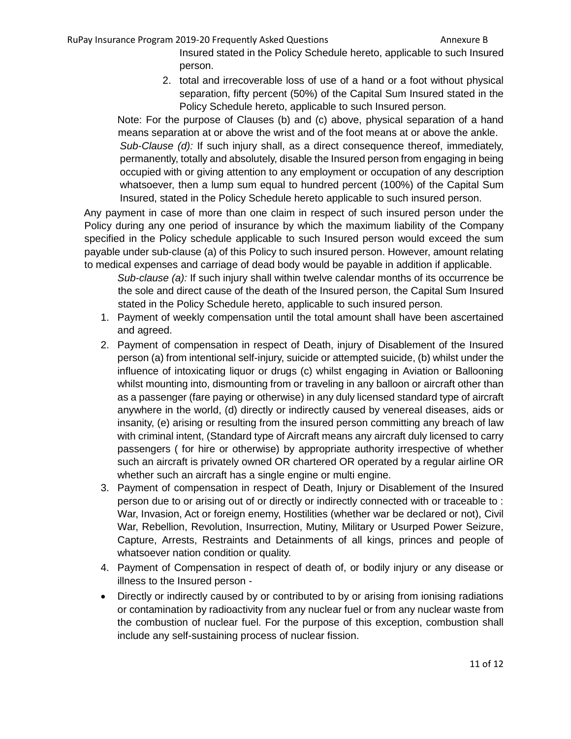Insured stated in the Policy Schedule hereto, applicable to such Insured person.

2. total and irrecoverable loss of use of a hand or a foot without physical separation, fifty percent (50%) of the Capital Sum Insured stated in the Policy Schedule hereto, applicable to such Insured person.

Note: For the purpose of Clauses (b) and (c) above, physical separation of a hand means separation at or above the wrist and of the foot means at or above the ankle.

*Sub-Clause (d):* If such injury shall, as a direct consequence thereof, immediately, permanently, totally and absolutely, disable the Insured person from engaging in being occupied with or giving attention to any employment or occupation of any description whatsoever, then a lump sum equal to hundred percent (100%) of the Capital Sum Insured, stated in the Policy Schedule hereto applicable to such insured person.

Any payment in case of more than one claim in respect of such insured person under the Policy during any one period of insurance by which the maximum liability of the Company specified in the Policy schedule applicable to such Insured person would exceed the sum payable under sub-clause (a) of this Policy to such insured person. However, amount relating to medical expenses and carriage of dead body would be payable in addition if applicable.

*Sub-clause (a):* If such injury shall within twelve calendar months of its occurrence be the sole and direct cause of the death of the Insured person, the Capital Sum Insured stated in the Policy Schedule hereto, applicable to such insured person.

1. Payment of weekly compensation until the total amount shall have been ascertained and agreed.
2. Payment of compensation in respect of Death, injury of Disablement of the Insured person (a) from intentional self-injury, suicide or attempted suicide, (b) whilst under the influence of intoxicating liquor or drugs (c) whilst engaging in Aviation or Ballooning whilst mounting into, dismounting from or traveling in any balloon or aircraft other than as a passenger (fare paying or otherwise) in any duly licensed standard type of aircraft anywhere in the world, (d) directly or indirectly caused by venereal diseases, aids or insanity, (e) arising or resulting from the insured person committing any breach of law with criminal intent, (Standard type of Aircraft means any aircraft duly licensed to carry passengers ( for hire or otherwise) by appropriate authority irrespective of whether such an aircraft is privately owned OR chartered OR operated by a regular airline OR whether such an aircraft has a single engine or multi engine.
3. Payment of compensation in respect of Death, Injury or Disablement of the Insured person due to or arising out of or directly or indirectly connected with or traceable to : War, Invasion, Act or foreign enemy, Hostilities (whether war be declared or not), Civil War, Rebellion, Revolution, Insurrection, Mutiny, Military or Usurped Power Seizure, Capture, Arrests, Restraints and Detainments of all kings, princes and people of whatsoever nation condition or quality.
4. Payment of Compensation in respect of death of, or bodily injury or any disease or illness to the Insured person -

- Directly or indirectly caused by or contributed to by or arising from ionising radiations or contamination by radioactivity from any nuclear fuel or from any nuclear waste from the combustion of nuclear fuel. For the purpose of this exception, combustion shall include any self-sustaining process of nuclear fission.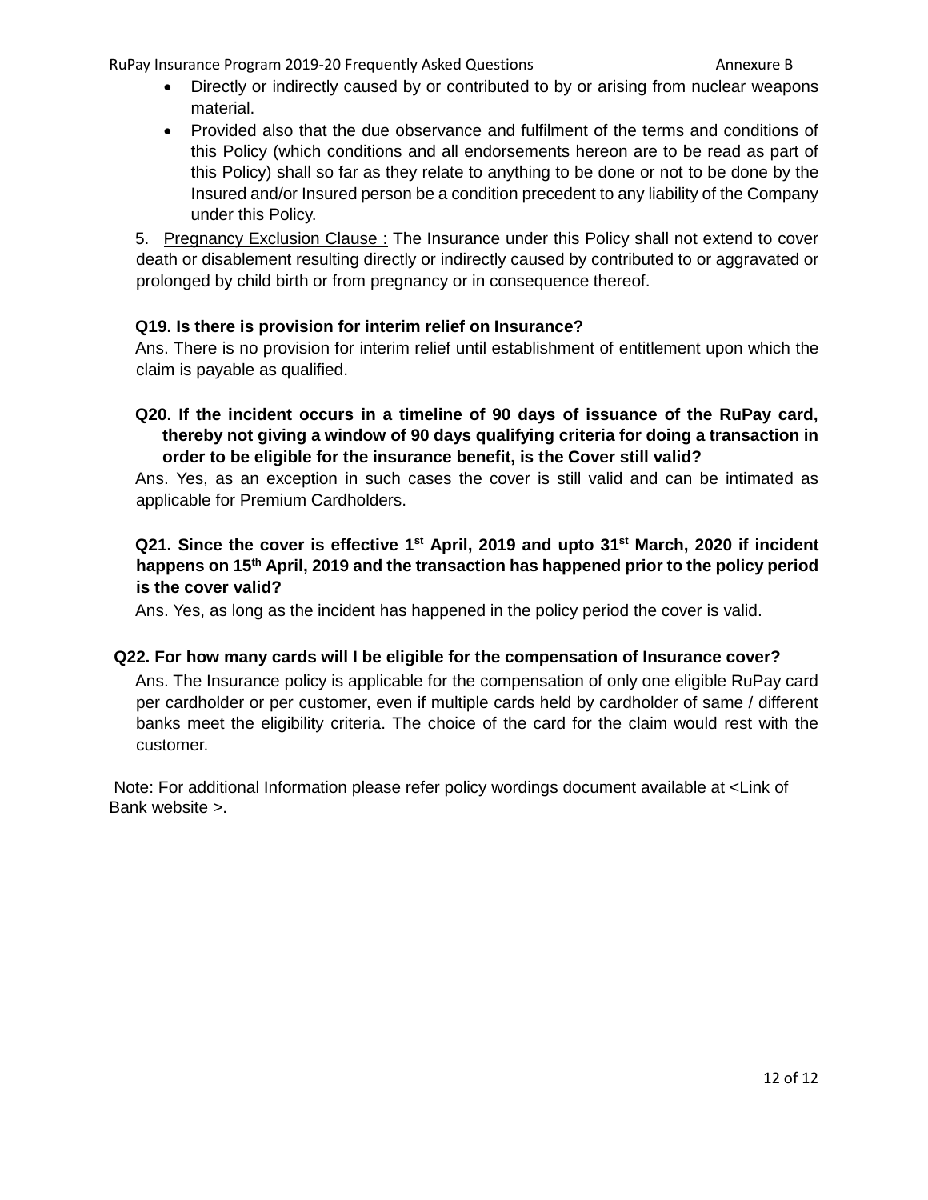- Directly or indirectly caused by or contributed to by or arising from nuclear weapons material.
- Provided also that the due observance and fulfilment of the terms and conditions of this Policy (which conditions and all endorsements hereon are to be read as part of this Policy) shall so far as they relate to anything to be done or not to be done by the Insured and/or Insured person be a condition precedent to any liability of the Company under this Policy.

5. Pregnancy Exclusion Clause : The Insurance under this Policy shall not extend to cover death or disablement resulting directly or indirectly caused by contributed to or aggravated or prolonged by child birth or from pregnancy or in consequence thereof.

**Q19. Is there is provision for interim relief on Insurance?**

Ans. There is no provision for interim relief until establishment of entitlement upon which the claim is payable as qualified.

**Q20. If the incident occurs in a timeline of 90 days of issuance of the RuPay card, thereby not giving a window of 90 days qualifying criteria for doing a transaction in order to be eligible for the insurance benefit, is the Cover still valid?**

Ans. Yes, as an exception in such cases the cover is still valid and can be intimated as applicable for Premium Cardholders.

**Q21. Since the cover is effective 1st April, 2019 and upto 31st March, 2020 if incident happens on 15th April, 2019 and the transaction has happened prior to the policy period is the cover valid?**

Ans. Yes, as long as the incident has happened in the policy period the cover is valid.

**Q22. For how many cards will I be eligible for the compensation of Insurance cover?**

Ans. The Insurance policy is applicable for the compensation of only one eligible RuPay card per cardholder or per customer, even if multiple cards held by cardholder of same / different banks meet the eligibility criteria. The choice of the card for the claim would rest with the customer.

Note: For additional Information please refer policy wordings document available at <Link of Bank website >.